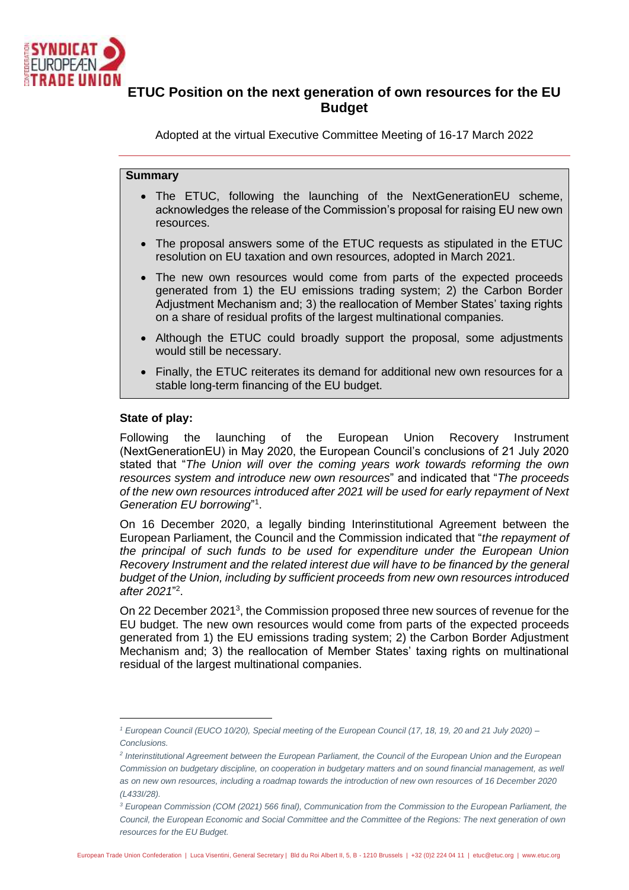# ETUC Position on the next generation of own resources for the EU Budget

Adopted at the virtual Executive Committee Meeting of 16-17 March 2022

**Summary**

- The ETUC, following the launching of the NextGenerationEU scheme, acknowledges the release of the Commission's proposal for raising EU new own resources.
- The proposal answers some of the ETUC requests as stipulated in the ETUC resolution on EU taxation and own resources, adopted in March 2021.
- The new own resources would come from parts of the expected proceeds generated from 1) the EU emissions trading system; 2) the Carbon Border Adjustment Mechanism and; 3) the reallocation of Member States' taxing rights on a share of residual profits of the largest multinational companies.
- Although the ETUC could broadly support the proposal, some adjustments would still be necessary.
- Finally, the ETUC reiterates its demand for additional new own resources for a stable long-term financing of the EU budget.

**State of play:**

Following the launching of the European Union Recovery Instrument (NextGenerationEU) in May 2020, the European Council's conclusions of 21 July 2020 stated that "*The Union will over the coming years work towards reforming the own resources system and introduce new own resources*" and indicated that "*The proceeds of the new own resources introduced after 2021 will be used for early repayment of Next Generation EU borrowing*"[1].

On 16 December 2020, a legally binding Interinstitutional Agreement between the European Parliament, the Council and the Commission indicated that "*the repayment of the principal of such funds to be used for expenditure under the European Union Recovery Instrument and the related interest due will have to be financed by the general budget of the Union, including by sufficient proceeds from new own resources introduced after 2021*"[2].

On 22 December 2021[3], the Commission proposed three new sources of revenue for the EU budget. The new own resources would come from parts of the expected proceeds generated from 1) the EU emissions trading system; 2) the Carbon Border Adjustment Mechanism and; 3) the reallocation of Member States' taxing rights on multinational residual of the largest multinational companies.

---

[1] *European Council (EUCO 10/20), Special meeting of the European Council (17, 18, 19, 20 and 21 July 2020) – Conclusions.*

[2] *Interinstitutional Agreement between the European Parliament, the Council of the European Union and the European Commission on budgetary discipline, on cooperation in budgetary matters and on sound financial management, as well as on new own resources, including a roadmap towards the introduction of new own resources of 16 December 2020 (L433I/28).*

[3] *European Commission (COM (2021) 566 final), Communication from the Commission to the European Parliament, the Council, the European Economic and Social Committee and the Committee of the Regions: The next generation of own resources for the EU Budget.*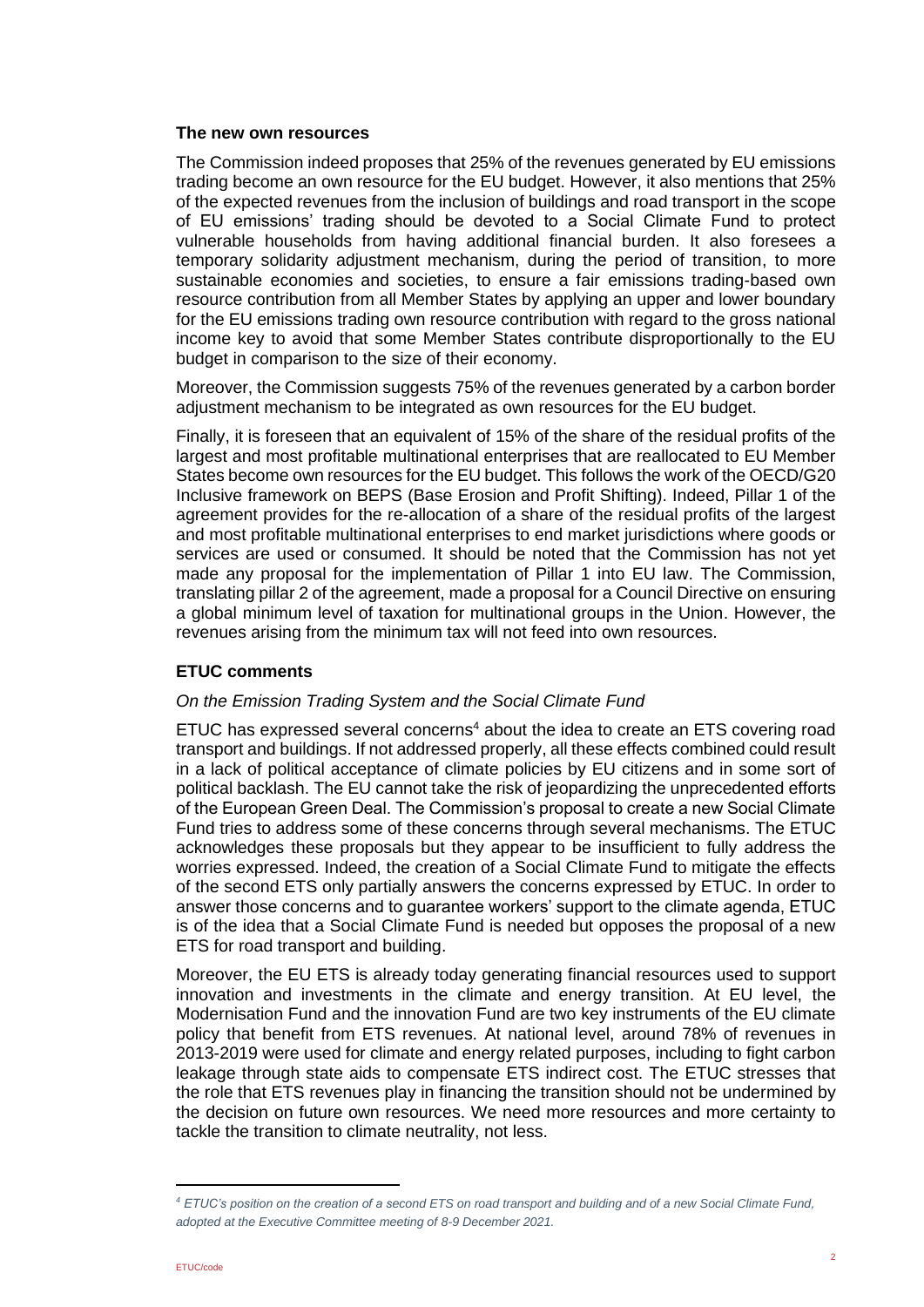### The new own resources

The Commission indeed proposes that 25% of the revenues generated by EU emissions trading become an own resource for the EU budget. However, it also mentions that 25% of the expected revenues from the inclusion of buildings and road transport in the scope of EU emissions' trading should be devoted to a Social Climate Fund to protect vulnerable households from having additional financial burden. It also foresees a temporary solidarity adjustment mechanism, during the period of transition, to more sustainable economies and societies, to ensure a fair emissions trading-based own resource contribution from all Member States by applying an upper and lower boundary for the EU emissions trading own resource contribution with regard to the gross national income key to avoid that some Member States contribute disproportionally to the EU budget in comparison to the size of their economy.

Moreover, the Commission suggests 75% of the revenues generated by a carbon border adjustment mechanism to be integrated as own resources for the EU budget.

Finally, it is foreseen that an equivalent of 15% of the share of the residual profits of the largest and most profitable multinational enterprises that are reallocated to EU Member States become own resources for the EU budget. This follows the work of the OECD/G20 Inclusive framework on BEPS (Base Erosion and Profit Shifting). Indeed, Pillar 1 of the agreement provides for the re-allocation of a share of the residual profits of the largest and most profitable multinational enterprises to end market jurisdictions where goods or services are used or consumed. It should be noted that the Commission has not yet made any proposal for the implementation of Pillar 1 into EU law. The Commission, translating pillar 2 of the agreement, made a proposal for a Council Directive on ensuring a global minimum level of taxation for multinational groups in the Union. However, the revenues arising from the minimum tax will not feed into own resources.

### ETUC comments

*On the Emission Trading System and the Social Climate Fund*

ETUC has expressed several concerns[4] about the idea to create an ETS covering road transport and buildings. If not addressed properly, all these effects combined could result in a lack of political acceptance of climate policies by EU citizens and in some sort of political backlash. The EU cannot take the risk of jeopardizing the unprecedented efforts of the European Green Deal. The Commission's proposal to create a new Social Climate Fund tries to address some of these concerns through several mechanisms. The ETUC acknowledges these proposals but they appear to be insufficient to fully address the worries expressed. Indeed, the creation of a Social Climate Fund to mitigate the effects of the second ETS only partially answers the concerns expressed by ETUC. In order to answer those concerns and to guarantee workers' support to the climate agenda, ETUC is of the idea that a Social Climate Fund is needed but opposes the proposal of a new ETS for road transport and building.

Moreover, the EU ETS is already today generating financial resources used to support innovation and investments in the climate and energy transition. At EU level, the Modernisation Fund and the innovation Fund are two key instruments of the EU climate policy that benefit from ETS revenues. At national level, around 78% of revenues in 2013-2019 were used for climate and energy related purposes, including to fight carbon leakage through state aids to compensate ETS indirect cost. The ETUC stresses that the role that ETS revenues play in financing the transition should not be undermined by the decision on future own resources. We need more resources and more certainty to tackle the transition to climate neutrality, not less.

[4] *ETUC's position on the creation of a second ETS on road transport and building and of a new Social Climate Fund, adopted at the Executive Committee meeting of 8-9 December 2021.*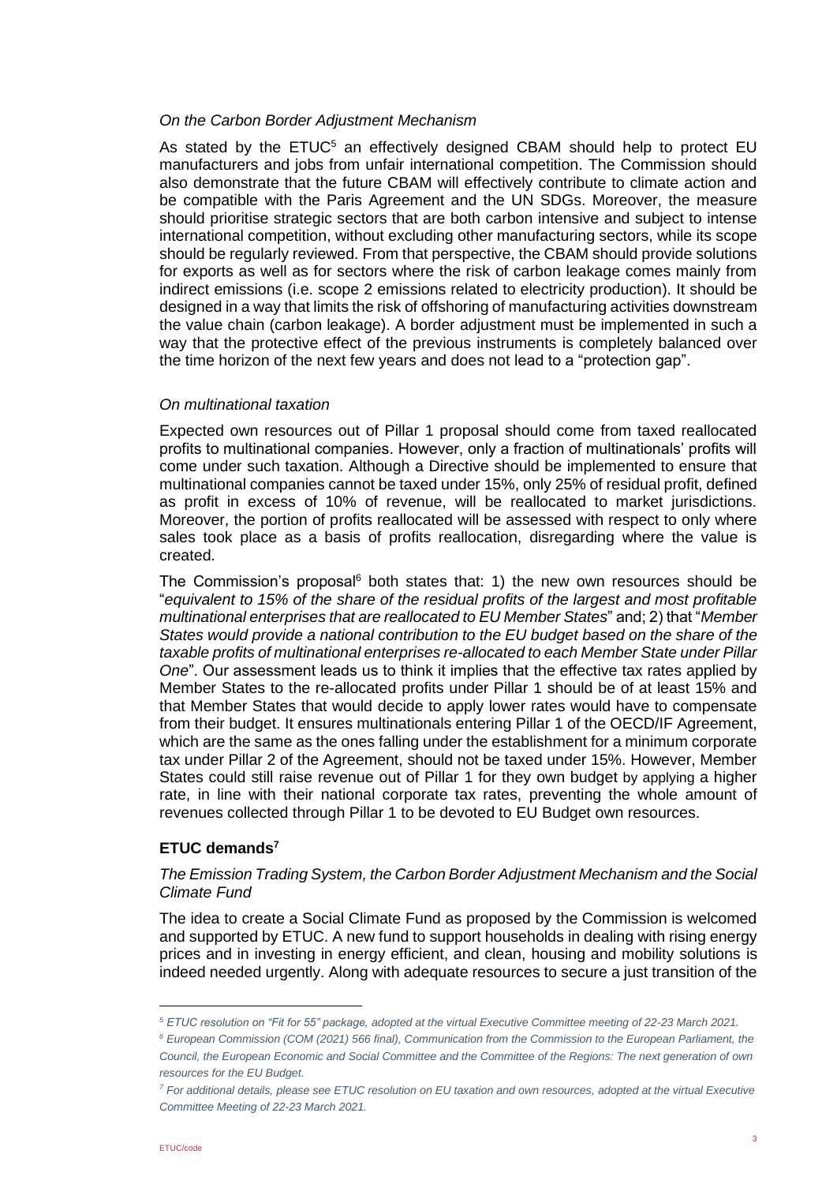*On the Carbon Border Adjustment Mechanism*

As stated by the ETUC[5] an effectively designed CBAM should help to protect EU manufacturers and jobs from unfair international competition. The Commission should also demonstrate that the future CBAM will effectively contribute to climate action and be compatible with the Paris Agreement and the UN SDGs. Moreover, the measure should prioritise strategic sectors that are both carbon intensive and subject to intense international competition, without excluding other manufacturing sectors, while its scope should be regularly reviewed. From that perspective, the CBAM should provide solutions for exports as well as for sectors where the risk of carbon leakage comes mainly from indirect emissions (i.e. scope 2 emissions related to electricity production). It should be designed in a way that limits the risk of offshoring of manufacturing activities downstream the value chain (carbon leakage). A border adjustment must be implemented in such a way that the protective effect of the previous instruments is completely balanced over the time horizon of the next few years and does not lead to a "protection gap".

*On multinational taxation*

Expected own resources out of Pillar 1 proposal should come from taxed reallocated profits to multinational companies. However, only a fraction of multinationals' profits will come under such taxation. Although a Directive should be implemented to ensure that multinational companies cannot be taxed under 15%, only 25% of residual profit, defined as profit in excess of 10% of revenue, will be reallocated to market jurisdictions. Moreover, the portion of profits reallocated will be assessed with respect to only where sales took place as a basis of profits reallocation, disregarding where the value is created.

The Commission's proposal[6] both states that: 1) the new own resources should be "*equivalent to 15% of the share of the residual profits of the largest and most profitable multinational enterprises that are reallocated to EU Member States*" and; 2) that "*Member States would provide a national contribution to the EU budget based on the share of the taxable profits of multinational enterprises re-allocated to each Member State under Pillar One*". Our assessment leads us to think it implies that the effective tax rates applied by Member States to the re-allocated profits under Pillar 1 should be of at least 15% and that Member States that would decide to apply lower rates would have to compensate from their budget. It ensures multinationals entering Pillar 1 of the OECD/IF Agreement, which are the same as the ones falling under the establishment for a minimum corporate tax under Pillar 2 of the Agreement, should not be taxed under 15%. However, Member States could still raise revenue out of Pillar 1 for they own budget by applying a higher rate, in line with their national corporate tax rates, preventing the whole amount of revenues collected through Pillar 1 to be devoted to EU Budget own resources.

### ETUC demands[7]

*The Emission Trading System, the Carbon Border Adjustment Mechanism and the Social Climate Fund*

The idea to create a Social Climate Fund as proposed by the Commission is welcomed and supported by ETUC. A new fund to support households in dealing with rising energy prices and in investing in energy efficient, and clean, housing and mobility solutions is indeed needed urgently. Along with adequate resources to secure a just transition of the

---

[5] *ETUC resolution on "Fit for 55" package, adopted at the virtual Executive Committee meeting of 22-23 March 2021.*

[6] *European Commission (COM (2021) 566 final), Communication from the Commission to the European Parliament, the Council, the European Economic and Social Committee and the Committee of the Regions: The next generation of own resources for the EU Budget.*

[7] *For additional details, please see ETUC resolution on EU taxation and own resources, adopted at the virtual Executive Committee Meeting of 22-23 March 2021.*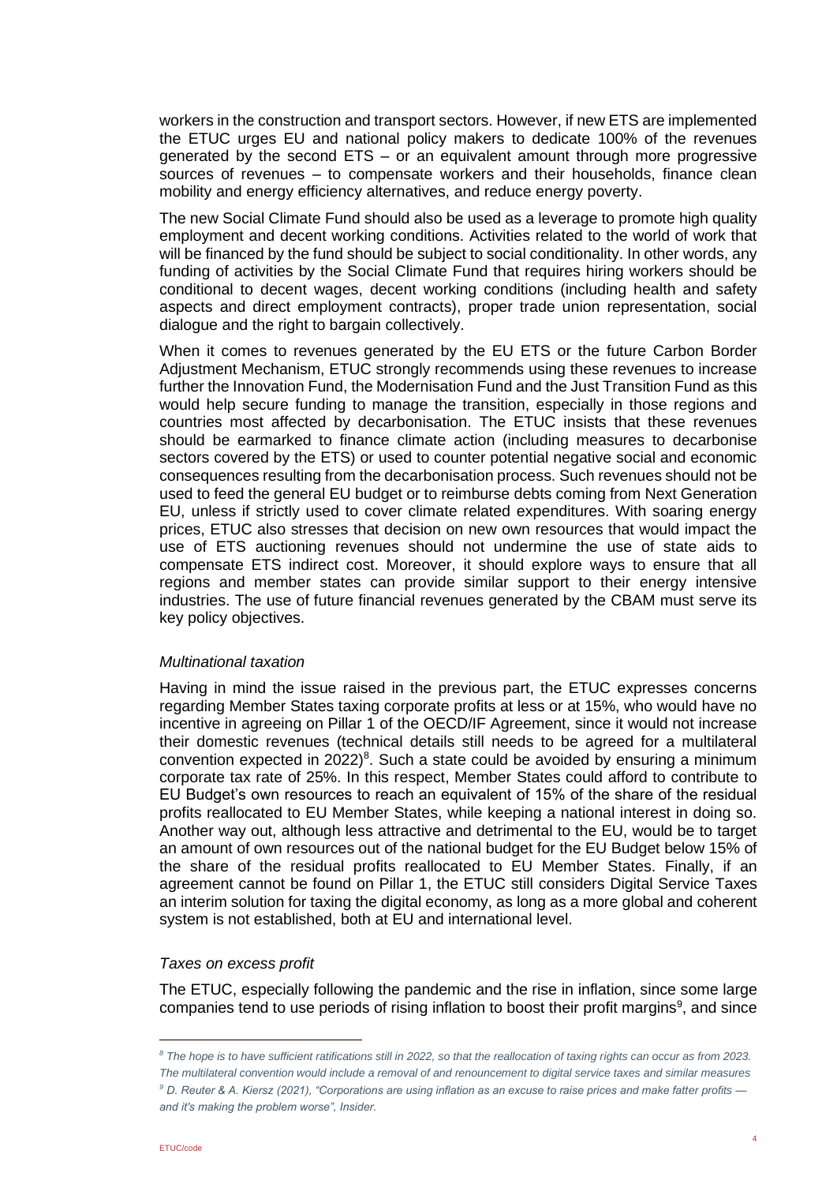workers in the construction and transport sectors. However, if new ETS are implemented the ETUC urges EU and national policy makers to dedicate 100% of the revenues generated by the second ETS – or an equivalent amount through more progressive sources of revenues – to compensate workers and their households, finance clean mobility and energy efficiency alternatives, and reduce energy poverty.

The new Social Climate Fund should also be used as a leverage to promote high quality employment and decent working conditions. Activities related to the world of work that will be financed by the fund should be subject to social conditionality. In other words, any funding of activities by the Social Climate Fund that requires hiring workers should be conditional to decent wages, decent working conditions (including health and safety aspects and direct employment contracts), proper trade union representation, social dialogue and the right to bargain collectively.

When it comes to revenues generated by the EU ETS or the future Carbon Border Adjustment Mechanism, ETUC strongly recommends using these revenues to increase further the Innovation Fund, the Modernisation Fund and the Just Transition Fund as this would help secure funding to manage the transition, especially in those regions and countries most affected by decarbonisation. The ETUC insists that these revenues should be earmarked to finance climate action (including measures to decarbonise sectors covered by the ETS) or used to counter potential negative social and economic consequences resulting from the decarbonisation process. Such revenues should not be used to feed the general EU budget or to reimburse debts coming from Next Generation EU, unless if strictly used to cover climate related expenditures. With soaring energy prices, ETUC also stresses that decision on new own resources that would impact the use of ETS auctioning revenues should not undermine the use of state aids to compensate ETS indirect cost. Moreover, it should explore ways to ensure that all regions and member states can provide similar support to their energy intensive industries. The use of future financial revenues generated by the CBAM must serve its key policy objectives.

*Multinational taxation*

Having in mind the issue raised in the previous part, the ETUC expresses concerns regarding Member States taxing corporate profits at less or at 15%, who would have no incentive in agreeing on Pillar 1 of the OECD/IF Agreement, since it would not increase their domestic revenues (technical details still needs to be agreed for a multilateral convention expected in 2022)[8]. Such a state could be avoided by ensuring a minimum corporate tax rate of 25%. In this respect, Member States could afford to contribute to EU Budget's own resources to reach an equivalent of 15% of the share of the residual profits reallocated to EU Member States, while keeping a national interest in doing so. Another way out, although less attractive and detrimental to the EU, would be to target an amount of own resources out of the national budget for the EU Budget below 15% of the share of the residual profits reallocated to EU Member States. Finally, if an agreement cannot be found on Pillar 1, the ETUC still considers Digital Service Taxes an interim solution for taxing the digital economy, as long as a more global and coherent system is not established, both at EU and international level.

*Taxes on excess profit*

The ETUC, especially following the pandemic and the rise in inflation, since some large companies tend to use periods of rising inflation to boost their profit margins[9], and since

---

*[8] The hope is to have sufficient ratifications still in 2022, so that the reallocation of taxing rights can occur as from 2023. The multilateral convention would include a removal of and renouncement to digital service taxes and similar measures*

*[9] D. Reuter & A. Kiersz (2021), "Corporations are using inflation as an excuse to raise prices and make fatter profits — and it's making the problem worse", Insider.*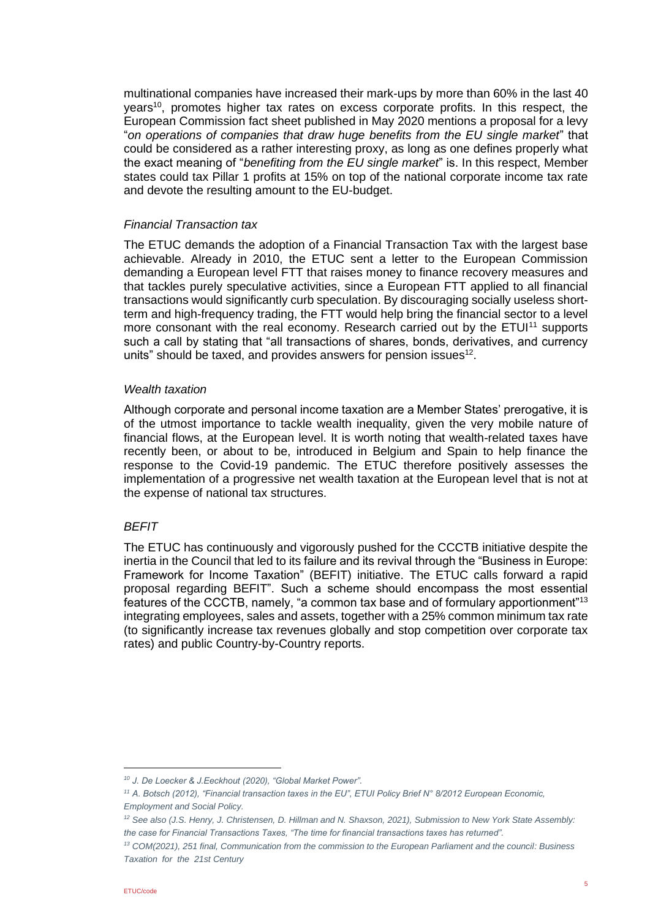multinational companies have increased their mark-ups by more than 60% in the last 40 years[10], promotes higher tax rates on excess corporate profits. In this respect, the European Commission fact sheet published in May 2020 mentions a proposal for a levy "*on operations of companies that draw huge benefits from the EU single market*" that could be considered as a rather interesting proxy, as long as one defines properly what the exact meaning of "*benefiting from the EU single market*" is. In this respect, Member states could tax Pillar 1 profits at 15% on top of the national corporate income tax rate and devote the resulting amount to the EU-budget.

*Financial Transaction tax*

The ETUC demands the adoption of a Financial Transaction Tax with the largest base achievable. Already in 2010, the ETUC sent a letter to the European Commission demanding a European level FTT that raises money to finance recovery measures and that tackles purely speculative activities, since a European FTT applied to all financial transactions would significantly curb speculation. By discouraging socially useless short-term and high-frequency trading, the FTT would help bring the financial sector to a level more consonant with the real economy. Research carried out by the ETUI[11] supports such a call by stating that "all transactions of shares, bonds, derivatives, and currency units" should be taxed, and provides answers for pension issues[12].

*Wealth taxation*

Although corporate and personal income taxation are a Member States' prerogative, it is of the utmost importance to tackle wealth inequality, given the very mobile nature of financial flows, at the European level. It is worth noting that wealth-related taxes have recently been, or about to be, introduced in Belgium and Spain to help finance the response to the Covid-19 pandemic. The ETUC therefore positively assesses the implementation of a progressive net wealth taxation at the European level that is not at the expense of national tax structures.

*BEFIT*

The ETUC has continuously and vigorously pushed for the CCCTB initiative despite the inertia in the Council that led to its failure and its revival through the "Business in Europe: Framework for Income Taxation" (BEFIT) initiative. The ETUC calls forward a rapid proposal regarding BEFIT". Such a scheme should encompass the most essential features of the CCCTB, namely, "a common tax base and of formulary apportionment"[13] integrating employees, sales and assets, together with a 25% common minimum tax rate (to significantly increase tax revenues globally and stop competition over corporate tax rates) and public Country-by-Country reports.

---

[10] *J. De Loecker & J.Eeckhout (2020), "Global Market Power".*

[11] *A. Botsch (2012), "Financial transaction taxes in the EU", ETUI Policy Brief N° 8/2012 European Economic, Employment and Social Policy.*

[12] *See also (J.S. Henry, J. Christensen, D. Hillman and N. Shaxson, 2021), Submission to New York State Assembly: the case for Financial Transactions Taxes, "The time for financial transactions taxes has returned".*

[13] *COM(2021), 251 final, Communication from the commission to the European Parliament and the council: Business Taxation for the 21st Century*